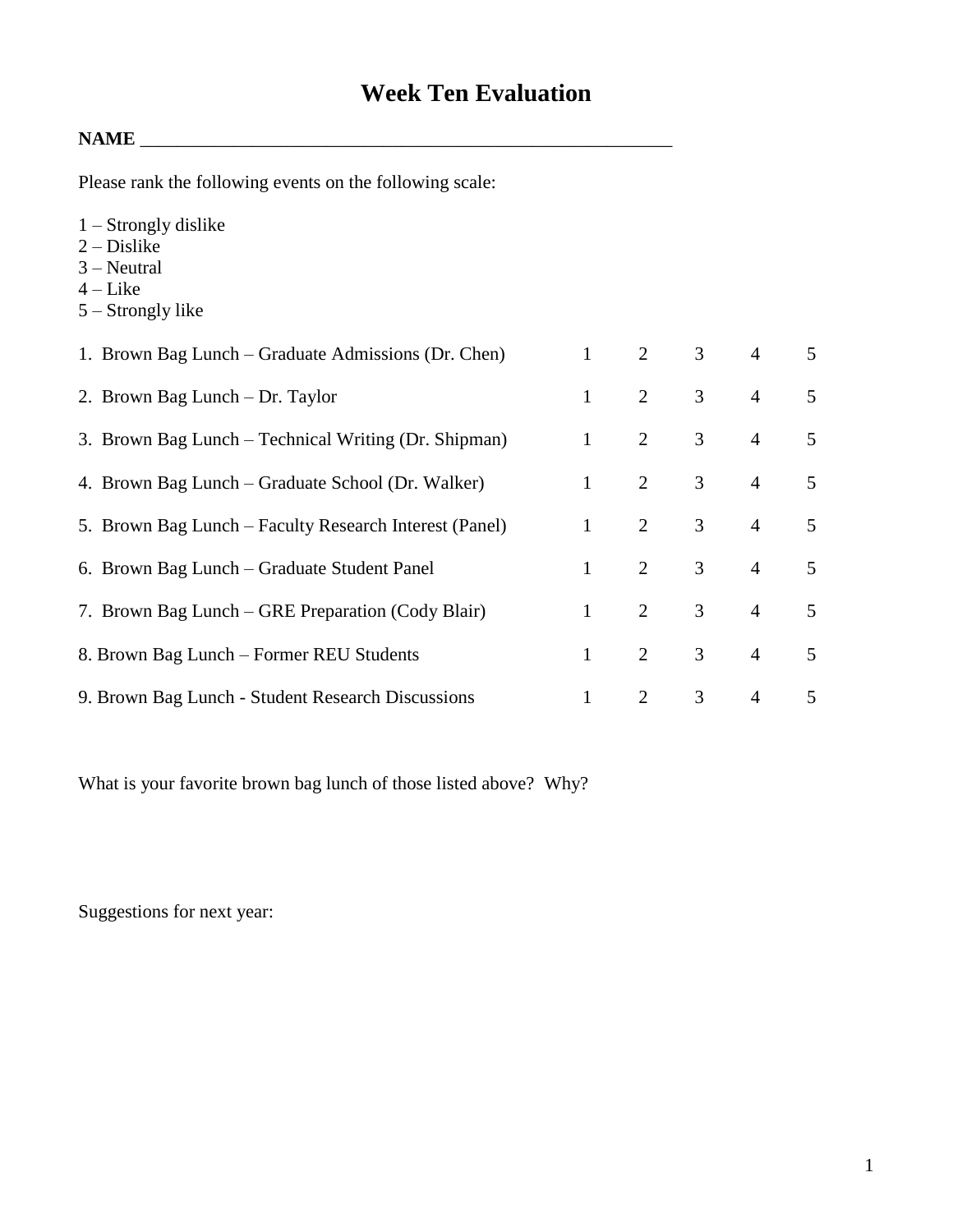# Week Ten Evaluation

**NAME** ___________________________________________________________

Please rank the following events on the following scale:

1 – Strongly dislike
2 – Dislike
3 – Neutral
4 – Like
5 – Strongly like

| Event | | | | | |
|---|---|---|---|---|---|
| 1. Brown Bag Lunch – Graduate Admissions (Dr. Chen) | 1 | 2 | 3 | 4 | 5 |
| 2. Brown Bag Lunch – Dr. Taylor | 1 | 2 | 3 | 4 | 5 |
| 3. Brown Bag Lunch – Technical Writing (Dr. Shipman) | 1 | 2 | 3 | 4 | 5 |
| 4. Brown Bag Lunch – Graduate School (Dr. Walker) | 1 | 2 | 3 | 4 | 5 |
| 5. Brown Bag Lunch – Faculty Research Interest (Panel) | 1 | 2 | 3 | 4 | 5 |
| 6. Brown Bag Lunch – Graduate Student Panel | 1 | 2 | 3 | 4 | 5 |
| 7. Brown Bag Lunch – GRE Preparation (Cody Blair) | 1 | 2 | 3 | 4 | 5 |
| 8. Brown Bag Lunch – Former REU Students | 1 | 2 | 3 | 4 | 5 |
| 9. Brown Bag Lunch - Student Research Discussions | 1 | 2 | 3 | 4 | 5 |

What is your favorite brown bag lunch of those listed above? Why?

Suggestions for next year: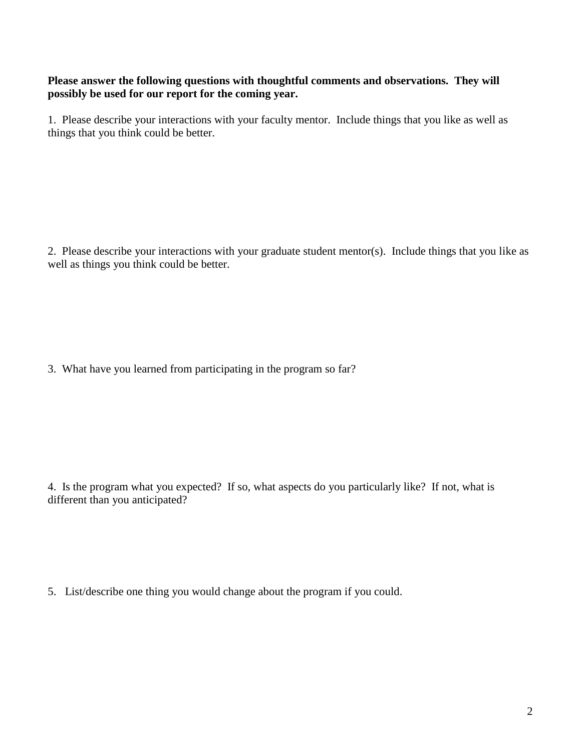**Please answer the following questions with thoughtful comments and observations. They will possibly be used for our report for the coming year.**

1. Please describe your interactions with your faculty mentor. Include things that you like as well as things that you think could be better.

2. Please describe your interactions with your graduate student mentor(s). Include things that you like as well as things you think could be better.

3. What have you learned from participating in the program so far?

4. Is the program what you expected? If so, what aspects do you particularly like? If not, what is different than you anticipated?

5. List/describe one thing you would change about the program if you could.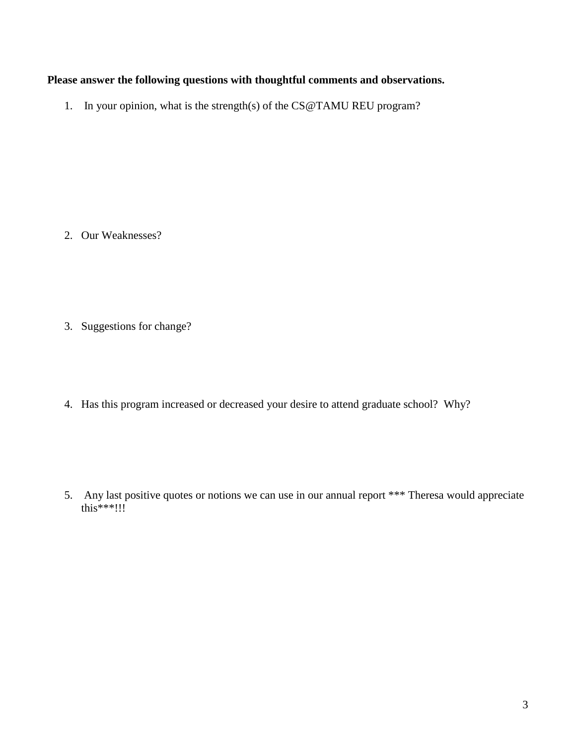**Please answer the following questions with thoughtful comments and observations.**

1. In your opinion, what is the strength(s) of the CS@TAMU REU program?

2. Our Weaknesses?

3. Suggestions for change?

4. Has this program increased or decreased your desire to attend graduate school? Why?

5. Any last positive quotes or notions we can use in our annual report *** Theresa would appreciate this***!!!